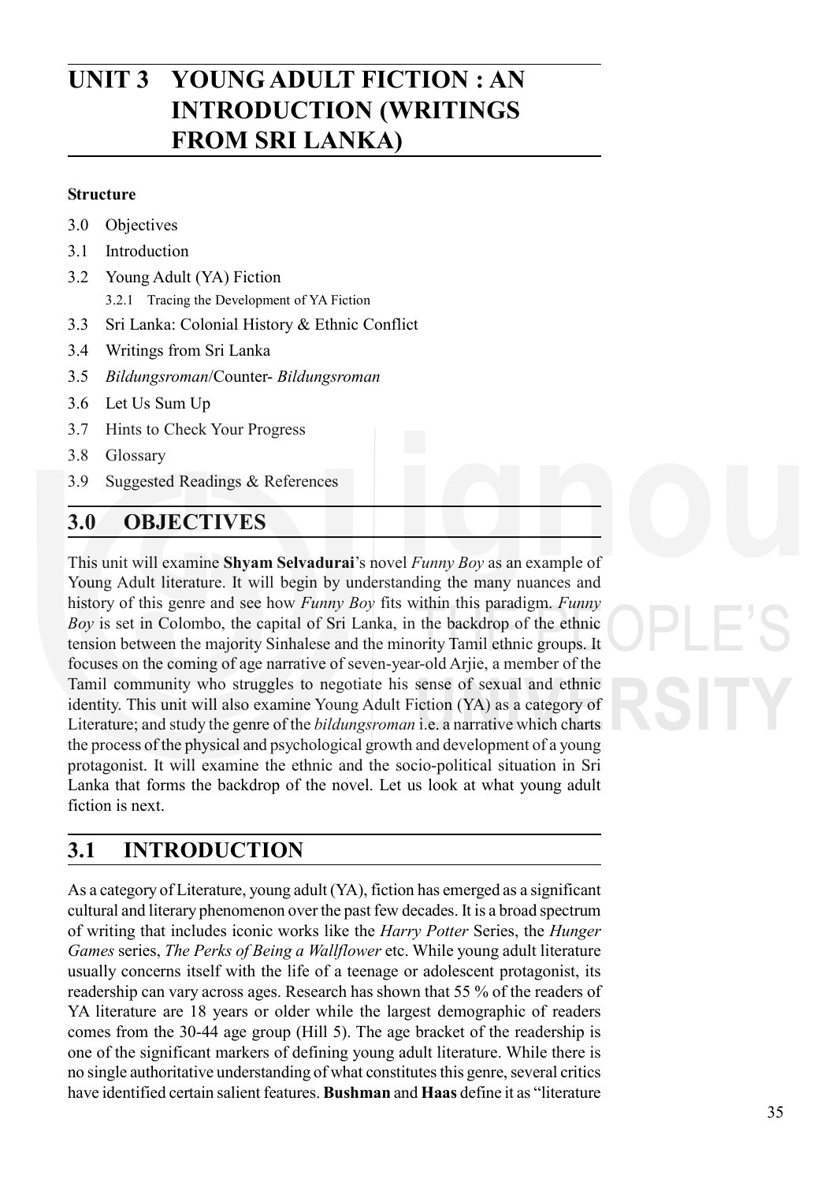# UNIT 3 YOUNG ADULT FICTION : AN INTRODUCTION (WRITINGS FROM SRI LANKA)

**Structure**

3.0 Objectives

3.1 Introduction

3.2 Young Adult (YA) Fiction

  3.2.1 Tracing the Development of YA Fiction

3.3 Sri Lanka: Colonial History & Ethnic Conflict

3.4 Writings from Sri Lanka

3.5 *Bildungsroman*/Counter- *Bildungsroman*

3.6 Let Us Sum Up

3.7 Hints to Check Your Progress

3.8 Glossary

3.9 Suggested Readings & References

## 3.0 OBJECTIVES

This unit will examine **Shyam Selvadurai**'s novel *Funny Boy* as an example of Young Adult literature. It will begin by understanding the many nuances and history of this genre and see how *Funny Boy* fits within this paradigm. *Funny Boy* is set in Colombo, the capital of Sri Lanka, in the backdrop of the ethnic tension between the majority Sinhalese and the minority Tamil ethnic groups. It focuses on the coming of age narrative of seven-year-old Arjie, a member of the Tamil community who struggles to negotiate his sense of sexual and ethnic identity. This unit will also examine Young Adult Fiction (YA) as a category of Literature; and study the genre of the *bildungsroman* i.e. a narrative which charts the process of the physical and psychological growth and development of a young protagonist. It will examine the ethnic and the socio-political situation in Sri Lanka that forms the backdrop of the novel. Let us look at what young adult fiction is next.

## 3.1 INTRODUCTION

As a category of Literature, young adult (YA), fiction has emerged as a significant cultural and literary phenomenon over the past few decades. It is a broad spectrum of writing that includes iconic works like the *Harry Potter* Series, the *Hunger Games* series, *The Perks of Being a Wallflower* etc. While young adult literature usually concerns itself with the life of a teenage or adolescent protagonist, its readership can vary across ages. Research has shown that 55 % of the readers of YA literature are 18 years or older while the largest demographic of readers comes from the 30-44 age group (Hill 5). The age bracket of the readership is one of the significant markers of defining young adult literature. While there is no single authoritative understanding of what constitutes this genre, several critics have identified certain salient features. **Bushman** and **Haas** define it as "literature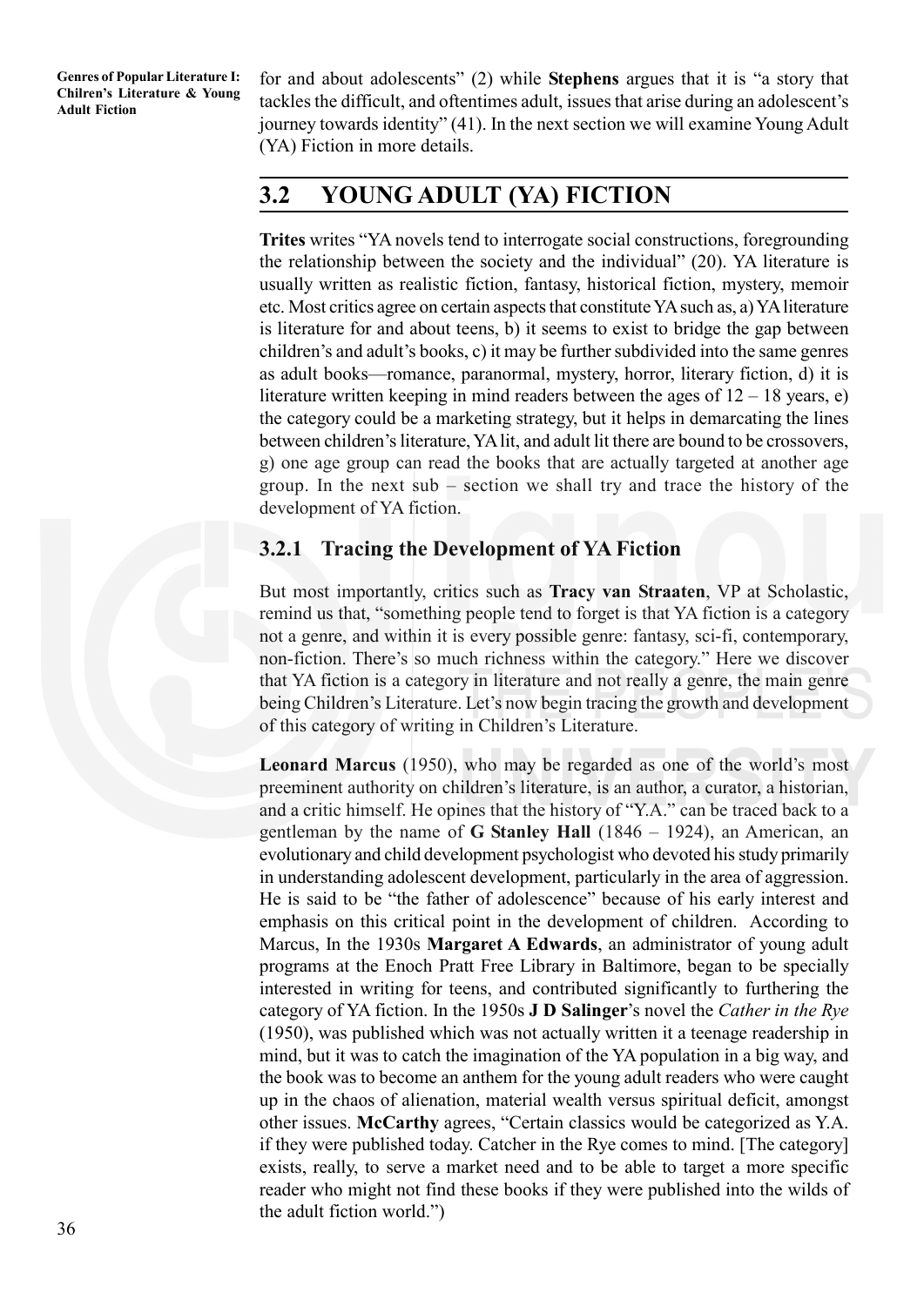for and about adolescents" (2) while **Stephens** argues that it is "a story that tackles the difficult, and oftentimes adult, issues that arise during an adolescent's journey towards identity" (41). In the next section we will examine Young Adult (YA) Fiction in more details.

## 3.2 YOUNG ADULT (YA) FICTION

**Trites** writes "YA novels tend to interrogate social constructions, foregrounding the relationship between the society and the individual" (20). YA literature is usually written as realistic fiction, fantasy, historical fiction, mystery, memoir etc. Most critics agree on certain aspects that constitute YA such as, a) YA literature is literature for and about teens, b) it seems to exist to bridge the gap between children's and adult's books, c) it may be further subdivided into the same genres as adult books—romance, paranormal, mystery, horror, literary fiction, d) it is literature written keeping in mind readers between the ages of 12 – 18 years, e) the category could be a marketing strategy, but it helps in demarcating the lines between children's literature, YA lit, and adult lit there are bound to be crossovers, g) one age group can read the books that are actually targeted at another age group. In the next sub – section we shall try and trace the history of the development of YA fiction.

### 3.2.1 Tracing the Development of YA Fiction

But most importantly, critics such as **Tracy van Straaten**, VP at Scholastic, remind us that, "something people tend to forget is that YA fiction is a category not a genre, and within it is every possible genre: fantasy, sci-fi, contemporary, non-fiction. There's so much richness within the category." Here we discover that YA fiction is a category in literature and not really a genre, the main genre being Children's Literature. Let's now begin tracing the growth and development of this category of writing in Children's Literature.

**Leonard Marcus** (1950), who may be regarded as one of the world's most preeminent authority on children's literature, is an author, a curator, a historian, and a critic himself. He opines that the history of "Y.A." can be traced back to a gentleman by the name of **G Stanley Hall** (1846 – 1924), an American, an evolutionary and child development psychologist who devoted his study primarily in understanding adolescent development, particularly in the area of aggression. He is said to be "the father of adolescence" because of his early interest and emphasis on this critical point in the development of children. According to Marcus, In the 1930s **Margaret A Edwards**, an administrator of young adult programs at the Enoch Pratt Free Library in Baltimore, began to be specially interested in writing for teens, and contributed significantly to furthering the category of YA fiction. In the 1950s **J D Salinger**'s novel the *Cather in the Rye* (1950), was published which was not actually written it a teenage readership in mind, but it was to catch the imagination of the YA population in a big way, and the book was to become an anthem for the young adult readers who were caught up in the chaos of alienation, material wealth versus spiritual deficit, amongst other issues. **McCarthy** agrees, "Certain classics would be categorized as Y.A. if they were published today. Catcher in the Rye comes to mind. [The category] exists, really, to serve a market need and to be able to target a more specific reader who might not find these books if they were published into the wilds of the adult fiction world.")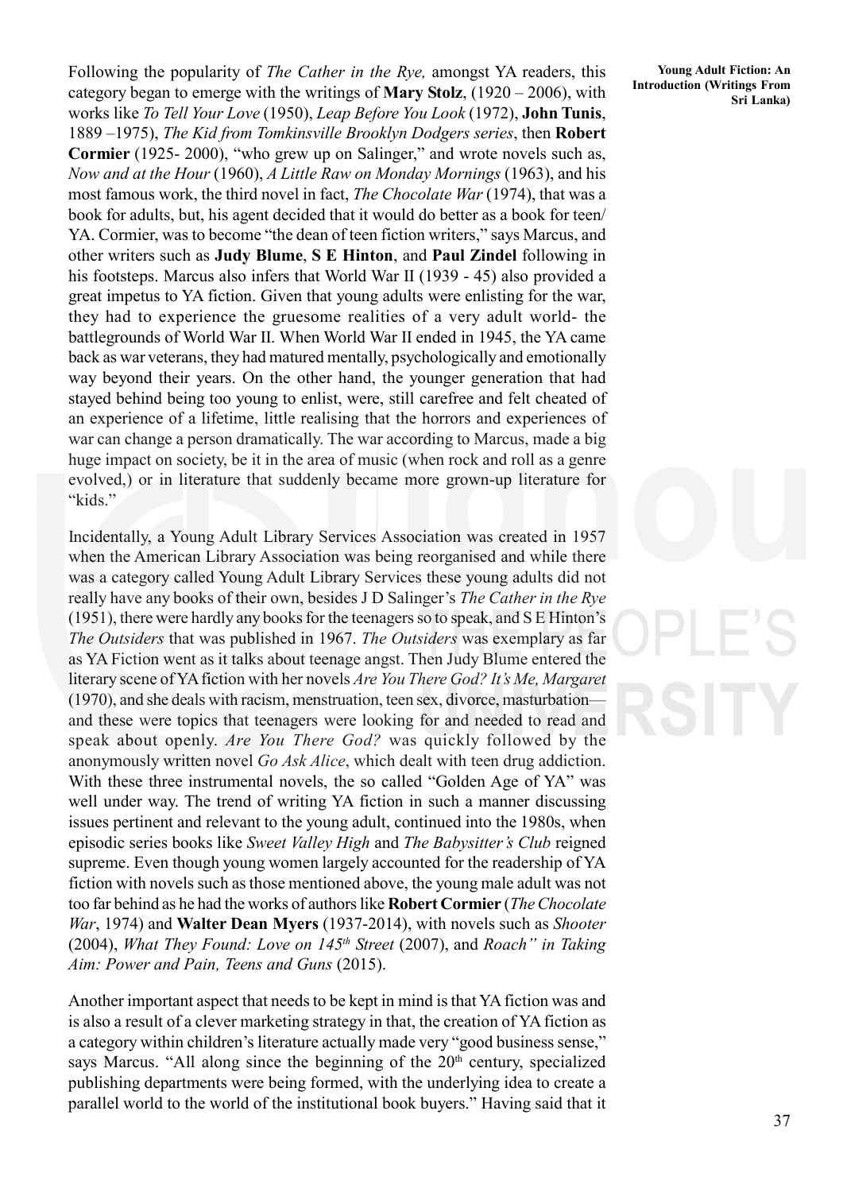Following the popularity of *The Cather in the Rye,* amongst YA readers, this category began to emerge with the writings of **Mary Stolz**, (1920 – 2006), with works like *To Tell Your Love* (1950), *Leap Before You Look* (1972), **John Tunis**, 1889 –1975), *The Kid from Tomkinsville Brooklyn Dodgers series*, then **Robert Cormier** (1925- 2000), "who grew up on Salinger," and wrote novels such as, *Now and at the Hour* (1960), *A Little Raw on Monday Mornings* (1963), and his most famous work, the third novel in fact, *The Chocolate War* (1974), that was a book for adults, but, his agent decided that it would do better as a book for teen/ YA. Cormier, was to become "the dean of teen fiction writers," says Marcus, and other writers such as **Judy Blume**, **S E Hinton**, and **Paul Zindel** following in his footsteps. Marcus also infers that World War II (1939 - 45) also provided a great impetus to YA fiction. Given that young adults were enlisting for the war, they had to experience the gruesome realities of a very adult world- the battlegrounds of World War II. When World War II ended in 1945, the YA came back as war veterans, they had matured mentally, psychologically and emotionally way beyond their years. On the other hand, the younger generation that had stayed behind being too young to enlist, were, still carefree and felt cheated of an experience of a lifetime, little realising that the horrors and experiences of war can change a person dramatically. The war according to Marcus, made a big huge impact on society, be it in the area of music (when rock and roll as a genre evolved,) or in literature that suddenly became more grown-up literature for "kids."

Incidentally, a Young Adult Library Services Association was created in 1957 when the American Library Association was being reorganised and while there was a category called Young Adult Library Services these young adults did not really have any books of their own, besides J D Salinger's *The Cather in the Rye* (1951), there were hardly any books for the teenagers so to speak, and S E Hinton's *The Outsiders* that was published in 1967. *The Outsiders* was exemplary as far as YA Fiction went as it talks about teenage angst. Then Judy Blume entered the literary scene of YA fiction with her novels *Are You There God? It's Me, Margaret* (1970), and she deals with racism, menstruation, teen sex, divorce, masturbation— and these were topics that teenagers were looking for and needed to read and speak about openly. *Are You There God?* was quickly followed by the anonymously written novel *Go Ask Alice*, which dealt with teen drug addiction. With these three instrumental novels, the so called "Golden Age of YA" was well under way. The trend of writing YA fiction in such a manner discussing issues pertinent and relevant to the young adult, continued into the 1980s, when episodic series books like *Sweet Valley High* and *The Babysitter's Club* reigned supreme. Even though young women largely accounted for the readership of YA fiction with novels such as those mentioned above, the young male adult was not too far behind as he had the works of authors like **Robert Cormier** (*The Chocolate War*, 1974) and **Walter Dean Myers** (1937-2014), with novels such as *Shooter* (2004), *What They Found: Love on 145th Street* (2007), and *Roach" in Taking Aim: Power and Pain, Teens and Guns* (2015).

Another important aspect that needs to be kept in mind is that YA fiction was and is also a result of a clever marketing strategy in that, the creation of YA fiction as a category within children's literature actually made very "good business sense," says Marcus. "All along since the beginning of the 20th century, specialized publishing departments were being formed, with the underlying idea to create a parallel world to the world of the institutional book buyers." Having said that it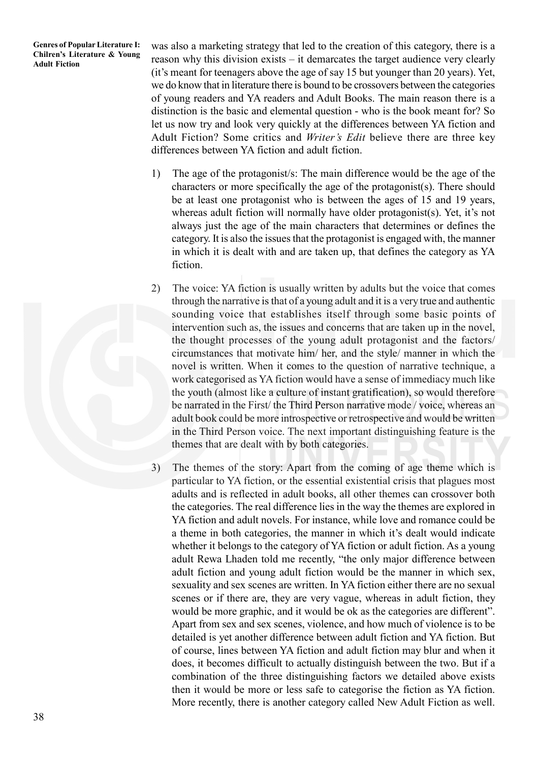was also a marketing strategy that led to the creation of this category, there is a reason why this division exists – it demarcates the target audience very clearly (it's meant for teenagers above the age of say 15 but younger than 20 years). Yet, we do know that in literature there is bound to be crossovers between the categories of young readers and YA readers and Adult Books. The main reason there is a distinction is the basic and elemental question - who is the book meant for? So let us now try and look very quickly at the differences between YA fiction and Adult Fiction? Some critics and *Writer's Edit* believe there are three key differences between YA fiction and adult fiction.

1) The age of the protagonist/s: The main difference would be the age of the characters or more specifically the age of the protagonist(s). There should be at least one protagonist who is between the ages of 15 and 19 years, whereas adult fiction will normally have older protagonist(s). Yet, it's not always just the age of the main characters that determines or defines the category. It is also the issues that the protagonist is engaged with, the manner in which it is dealt with and are taken up, that defines the category as YA fiction.

2) The voice: YA fiction is usually written by adults but the voice that comes through the narrative is that of a young adult and it is a very true and authentic sounding voice that establishes itself through some basic points of intervention such as, the issues and concerns that are taken up in the novel, the thought processes of the young adult protagonist and the factors/ circumstances that motivate him/ her, and the style/ manner in which the novel is written. When it comes to the question of narrative technique, a work categorised as YA fiction would have a sense of immediacy much like the youth (almost like a culture of instant gratification), so would therefore be narrated in the First/ the Third Person narrative mode / voice, whereas an adult book could be more introspective or retrospective and would be written in the Third Person voice. The next important distinguishing feature is the themes that are dealt with by both categories.

3) The themes of the story: Apart from the coming of age theme which is particular to YA fiction, or the essential existential crisis that plagues most adults and is reflected in adult books, all other themes can crossover both the categories. The real difference lies in the way the themes are explored in YA fiction and adult novels. For instance, while love and romance could be a theme in both categories, the manner in which it's dealt would indicate whether it belongs to the category of YA fiction or adult fiction. As a young adult Rewa Lhaden told me recently, "the only major difference between adult fiction and young adult fiction would be the manner in which sex, sexuality and sex scenes are written. In YA fiction either there are no sexual scenes or if there are, they are very vague, whereas in adult fiction, they would be more graphic, and it would be ok as the categories are different". Apart from sex and sex scenes, violence, and how much of violence is to be detailed is yet another difference between adult fiction and YA fiction. But of course, lines between YA fiction and adult fiction may blur and when it does, it becomes difficult to actually distinguish between the two. But if a combination of the three distinguishing factors we detailed above exists then it would be more or less safe to categorise the fiction as YA fiction. More recently, there is another category called New Adult Fiction as well.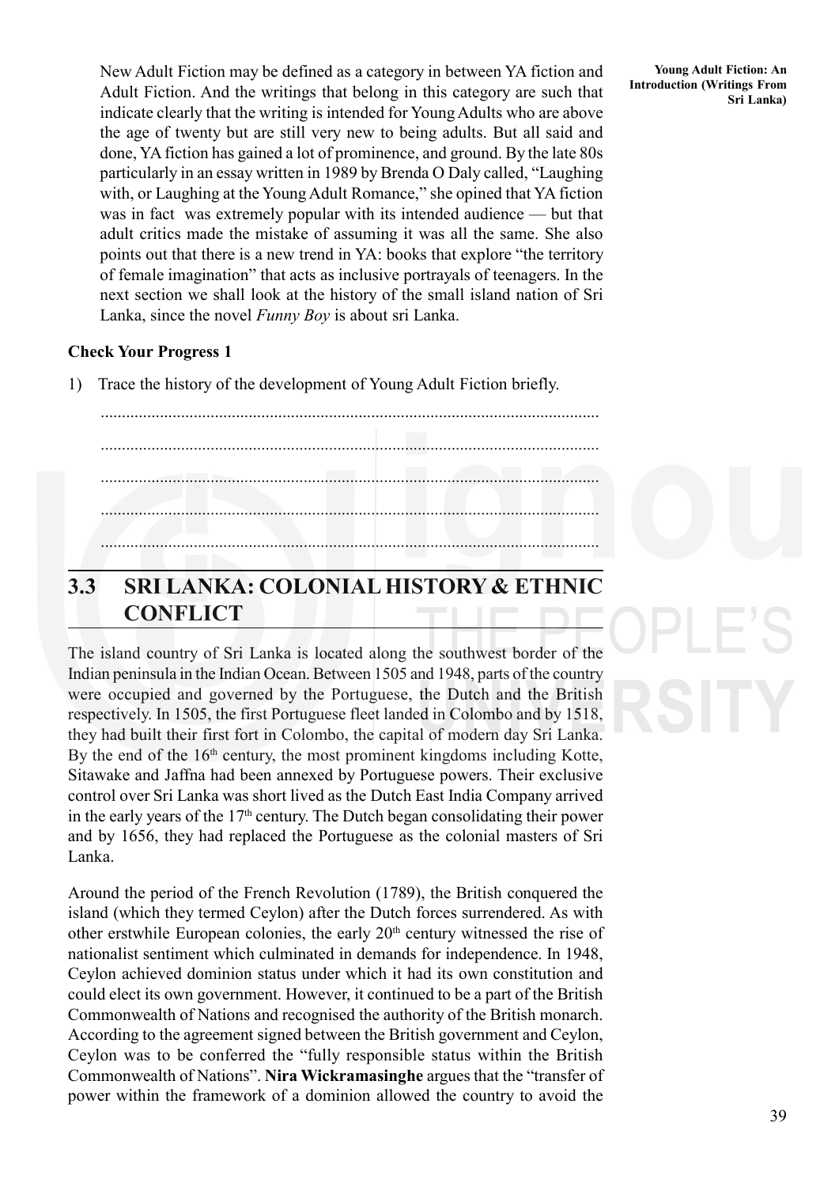New Adult Fiction may be defined as a category in between YA fiction and Adult Fiction. And the writings that belong in this category are such that indicate clearly that the writing is intended for Young Adults who are above the age of twenty but are still very new to being adults. But all said and done, YA fiction has gained a lot of prominence, and ground. By the late 80s particularly in an essay written in 1989 by Brenda O Daly called, "Laughing with, or Laughing at the Young Adult Romance," she opined that YA fiction was in fact was extremely popular with its intended audience — but that adult critics made the mistake of assuming it was all the same. She also points out that there is a new trend in YA: books that explore "the territory of female imagination" that acts as inclusive portrayals of teenagers. In the next section we shall look at the history of the small island nation of Sri Lanka, since the novel *Funny Boy* is about sri Lanka.

**Check Your Progress 1**

1) Trace the history of the development of Young Adult Fiction briefly.

...................................................................................................................

...................................................................................................................

...................................................................................................................

...................................................................................................................

...................................................................................................................

## 3.3 SRI LANKA: COLONIAL HISTORY & ETHNIC CONFLICT

The island country of Sri Lanka is located along the southwest border of the Indian peninsula in the Indian Ocean. Between 1505 and 1948, parts of the country were occupied and governed by the Portuguese, the Dutch and the British respectively. In 1505, the first Portuguese fleet landed in Colombo and by 1518, they had built their first fort in Colombo, the capital of modern day Sri Lanka. By the end of the 16th century, the most prominent kingdoms including Kotte, Sitawake and Jaffna had been annexed by Portuguese powers. Their exclusive control over Sri Lanka was short lived as the Dutch East India Company arrived in the early years of the 17th century. The Dutch began consolidating their power and by 1656, they had replaced the Portuguese as the colonial masters of Sri Lanka.

Around the period of the French Revolution (1789), the British conquered the island (which they termed Ceylon) after the Dutch forces surrendered. As with other erstwhile European colonies, the early 20th century witnessed the rise of nationalist sentiment which culminated in demands for independence. In 1948, Ceylon achieved dominion status under which it had its own constitution and could elect its own government. However, it continued to be a part of the British Commonwealth of Nations and recognised the authority of the British monarch. According to the agreement signed between the British government and Ceylon, Ceylon was to be conferred the "fully responsible status within the British Commonwealth of Nations". **Nira Wickramasinghe** argues that the "transfer of power within the framework of a dominion allowed the country to avoid the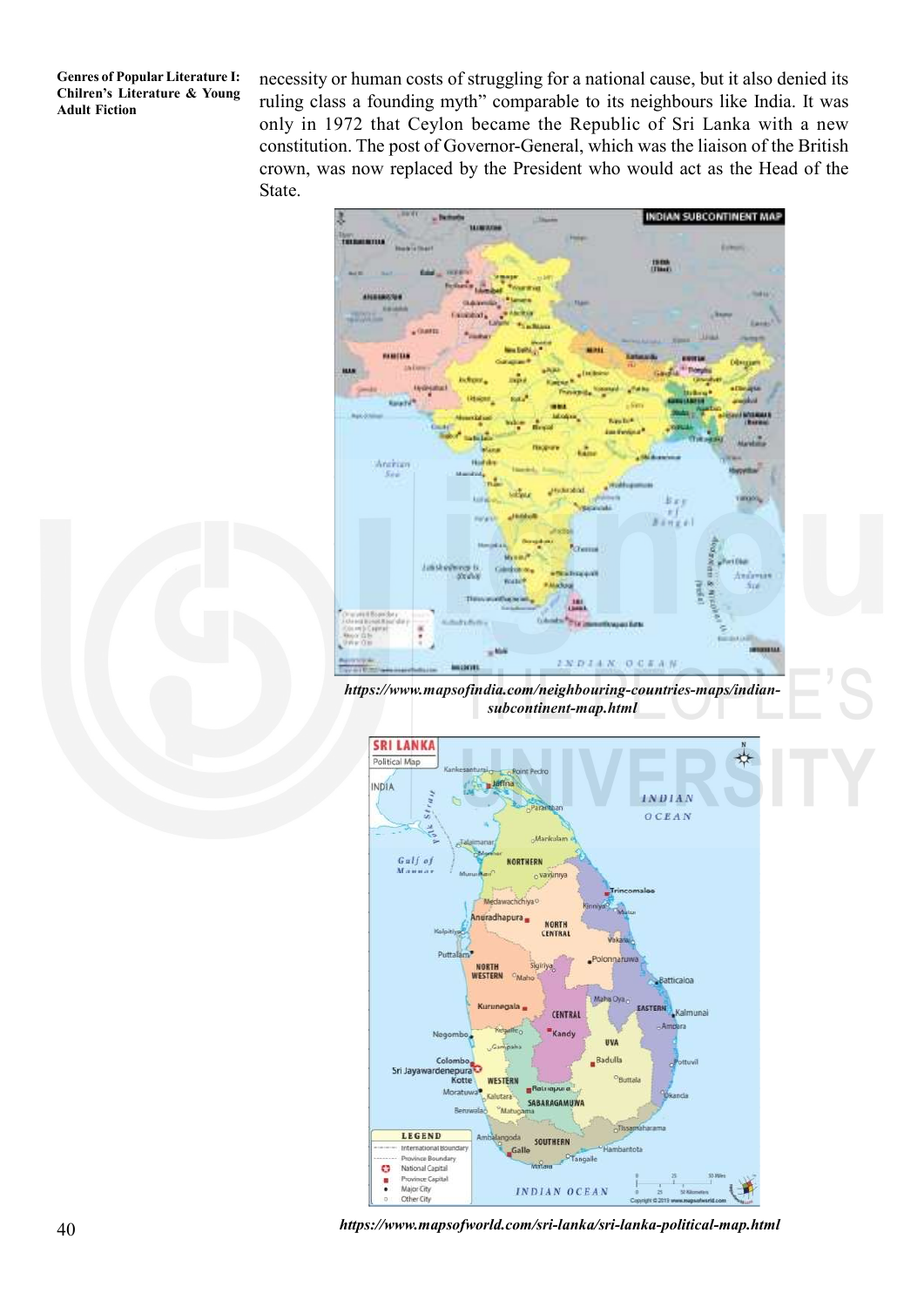necessity or human costs of struggling for a national cause, but it also denied its ruling class a founding myth" comparable to its neighbours like India. It was only in 1972 that Ceylon became the Republic of Sri Lanka with a new constitution. The post of Governor-General, which was the liaison of the British crown, was now replaced by the President who would act as the Head of the State.

***https://www.mapsofindia.com/neighbouring-countries-maps/indian-subcontinent-map.html***

***https://www.mapsofworld.com/sri-lanka/sri-lanka-political-map.html***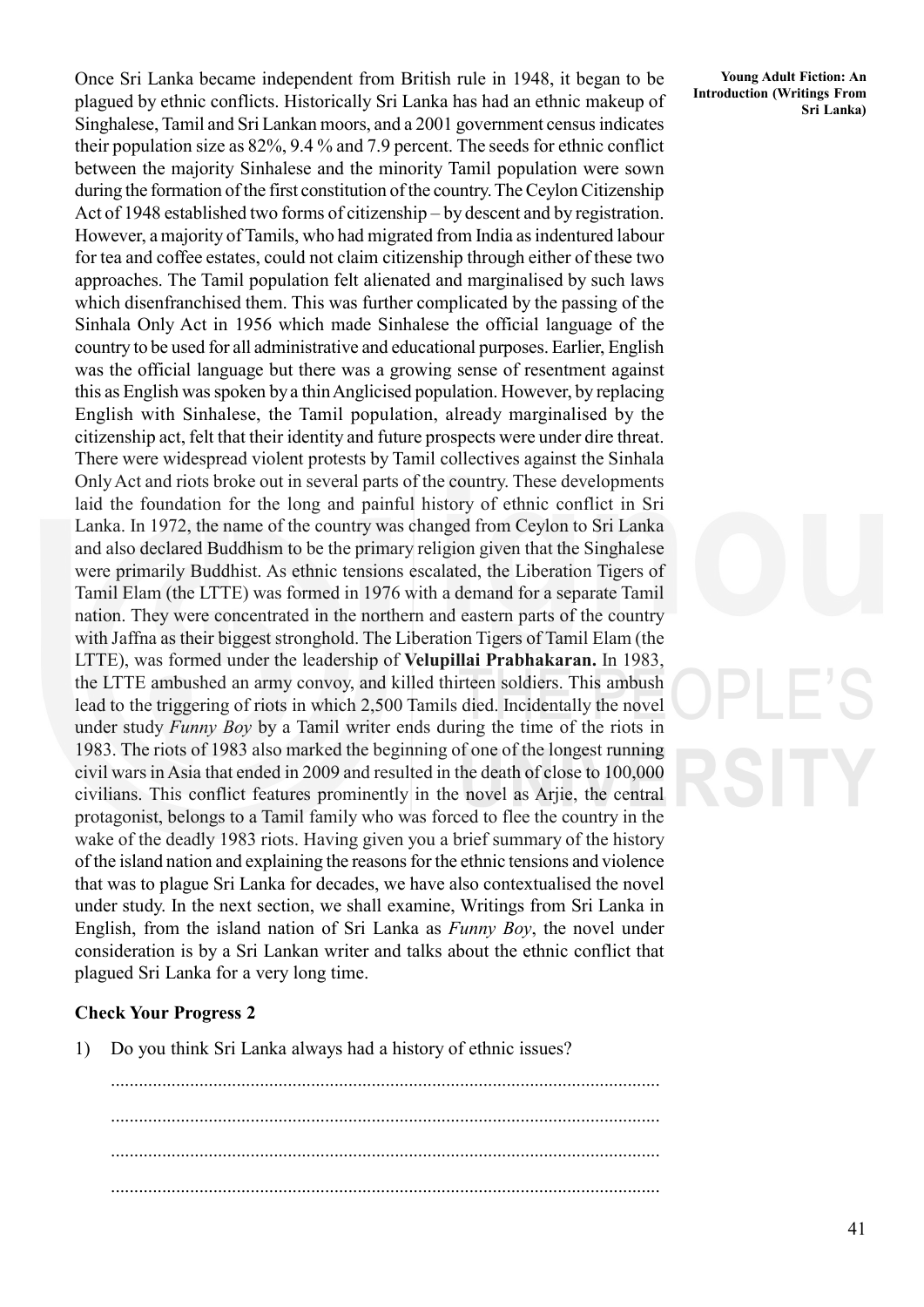Once Sri Lanka became independent from British rule in 1948, it began to be plagued by ethnic conflicts. Historically Sri Lanka has had an ethnic makeup of Singhalese, Tamil and Sri Lankan moors, and a 2001 government census indicates their population size as 82%, 9.4 % and 7.9 percent. The seeds for ethnic conflict between the majority Sinhalese and the minority Tamil population were sown during the formation of the first constitution of the country. The Ceylon Citizenship Act of 1948 established two forms of citizenship – by descent and by registration. However, a majority of Tamils, who had migrated from India as indentured labour for tea and coffee estates, could not claim citizenship through either of these two approaches. The Tamil population felt alienated and marginalised by such laws which disenfranchised them. This was further complicated by the passing of the Sinhala Only Act in 1956 which made Sinhalese the official language of the country to be used for all administrative and educational purposes. Earlier, English was the official language but there was a growing sense of resentment against this as English was spoken by a thin Anglicised population. However, by replacing English with Sinhalese, the Tamil population, already marginalised by the citizenship act, felt that their identity and future prospects were under dire threat. There were widespread violent protests by Tamil collectives against the Sinhala Only Act and riots broke out in several parts of the country. These developments laid the foundation for the long and painful history of ethnic conflict in Sri Lanka. In 1972, the name of the country was changed from Ceylon to Sri Lanka and also declared Buddhism to be the primary religion given that the Singhalese were primarily Buddhist. As ethnic tensions escalated, the Liberation Tigers of Tamil Elam (the LTTE) was formed in 1976 with a demand for a separate Tamil nation. They were concentrated in the northern and eastern parts of the country with Jaffna as their biggest stronghold. The Liberation Tigers of Tamil Elam (the LTTE), was formed under the leadership of **Velupillai Prabhakaran.** In 1983, the LTTE ambushed an army convoy, and killed thirteen soldiers. This ambush lead to the triggering of riots in which 2,500 Tamils died. Incidentally the novel under study *Funny Boy* by a Tamil writer ends during the time of the riots in 1983. The riots of 1983 also marked the beginning of one of the longest running civil wars in Asia that ended in 2009 and resulted in the death of close to 100,000 civilians. This conflict features prominently in the novel as Arjie, the central protagonist, belongs to a Tamil family who was forced to flee the country in the wake of the deadly 1983 riots. Having given you a brief summary of the history of the island nation and explaining the reasons for the ethnic tensions and violence that was to plague Sri Lanka for decades, we have also contextualised the novel under study. In the next section, we shall examine, Writings from Sri Lanka in English, from the island nation of Sri Lanka as *Funny Boy*, the novel under consideration is by a Sri Lankan writer and talks about the ethnic conflict that plagued Sri Lanka for a very long time.

**Check Your Progress 2**

1) Do you think Sri Lanka always had a history of ethnic issues?

.....................................................................................................................

.....................................................................................................................

.....................................................................................................................

.....................................................................................................................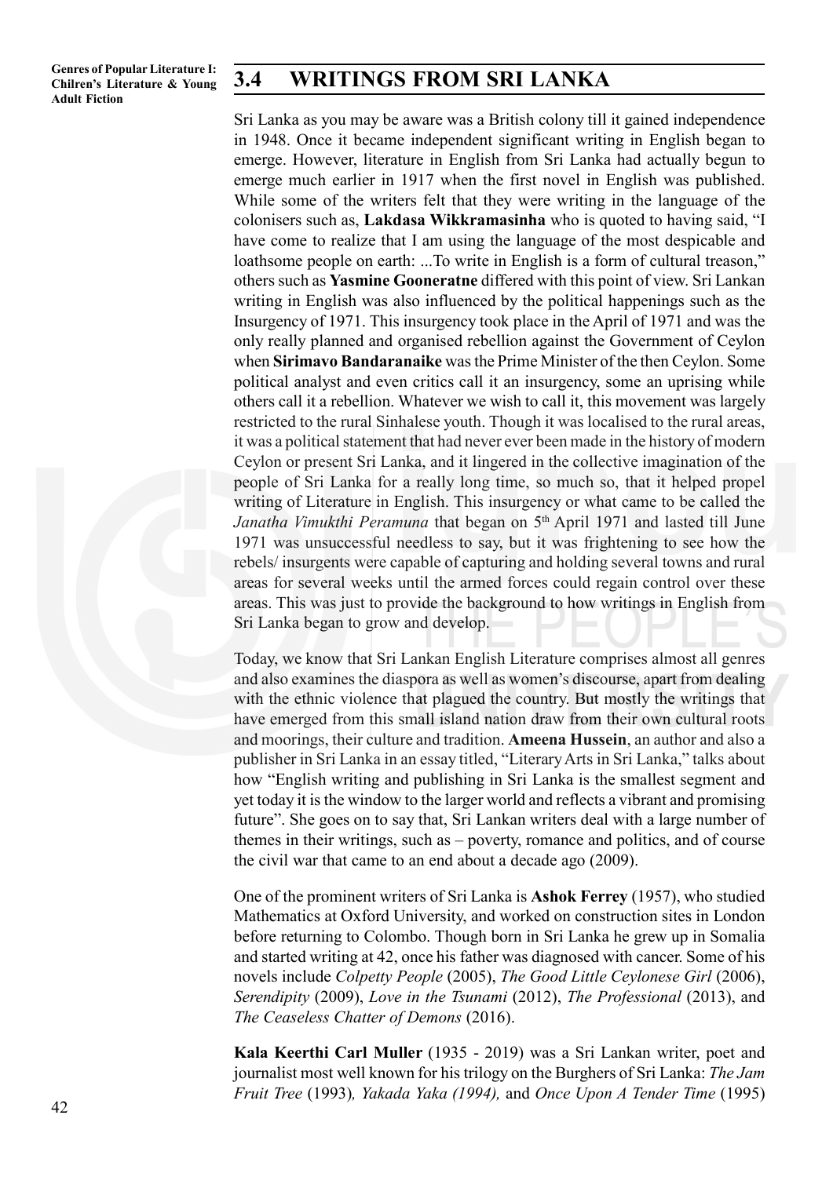## 3.4 WRITINGS FROM SRI LANKA

Sri Lanka as you may be aware was a British colony till it gained independence in 1948. Once it became independent significant writing in English began to emerge. However, literature in English from Sri Lanka had actually begun to emerge much earlier in 1917 when the first novel in English was published. While some of the writers felt that they were writing in the language of the colonisers such as, **Lakdasa Wikkramasinha** who is quoted to having said, "I have come to realize that I am using the language of the most despicable and loathsome people on earth: ...To write in English is a form of cultural treason," others such as **Yasmine Gooneratne** differed with this point of view. Sri Lankan writing in English was also influenced by the political happenings such as the Insurgency of 1971. This insurgency took place in the April of 1971 and was the only really planned and organised rebellion against the Government of Ceylon when **Sirimavo Bandaranaike** was the Prime Minister of the then Ceylon. Some political analyst and even critics call it an insurgency, some an uprising while others call it a rebellion. Whatever we wish to call it, this movement was largely restricted to the rural Sinhalese youth. Though it was localised to the rural areas, it was a political statement that had never ever been made in the history of modern Ceylon or present Sri Lanka, and it lingered in the collective imagination of the people of Sri Lanka for a really long time, so much so, that it helped propel writing of Literature in English. This insurgency or what came to be called the *Janatha Vimukthi Peramuna* that began on 5th April 1971 and lasted till June 1971 was unsuccessful needless to say, but it was frightening to see how the rebels/ insurgents were capable of capturing and holding several towns and rural areas for several weeks until the armed forces could regain control over these areas. This was just to provide the background to how writings in English from Sri Lanka began to grow and develop.

Today, we know that Sri Lankan English Literature comprises almost all genres and also examines the diaspora as well as women's discourse, apart from dealing with the ethnic violence that plagued the country. But mostly the writings that have emerged from this small island nation draw from their own cultural roots and moorings, their culture and tradition. **Ameena Hussein**, an author and also a publisher in Sri Lanka in an essay titled, "Literary Arts in Sri Lanka," talks about how "English writing and publishing in Sri Lanka is the smallest segment and yet today it is the window to the larger world and reflects a vibrant and promising future". She goes on to say that, Sri Lankan writers deal with a large number of themes in their writings, such as – poverty, romance and politics, and of course the civil war that came to an end about a decade ago (2009).

One of the prominent writers of Sri Lanka is **Ashok Ferrey** (1957), who studied Mathematics at Oxford University, and worked on construction sites in London before returning to Colombo. Though born in Sri Lanka he grew up in Somalia and started writing at 42, once his father was diagnosed with cancer. Some of his novels include *Colpetty People* (2005), *The Good Little Ceylonese Girl* (2006), *Serendipity* (2009), *Love in the Tsunami* (2012), *The Professional* (2013), and *The Ceaseless Chatter of Demons* (2016).

**Kala Keerthi Carl Muller** (1935 - 2019) was a Sri Lankan writer, poet and journalist most well known for his trilogy on the Burghers of Sri Lanka: *The Jam Fruit Tree* (1993), *Yakada Yaka (1994),* and *Once Upon A Tender Time* (1995)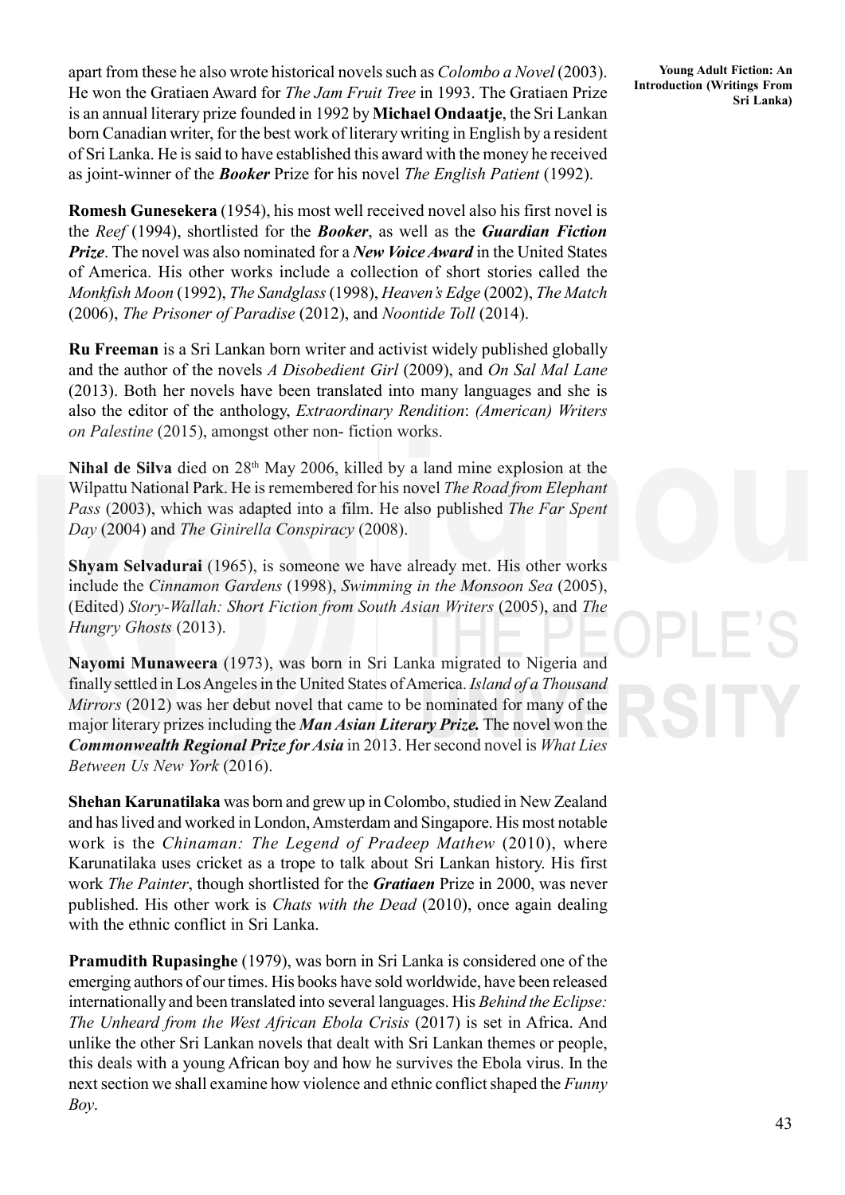apart from these he also wrote historical novels such as *Colombo a Novel* (2003). He won the Gratiaen Award for *The Jam Fruit Tree* in 1993. The Gratiaen Prize is an annual literary prize founded in 1992 by **Michael Ondaatje**, the Sri Lankan born Canadian writer, for the best work of literary writing in English by a resident of Sri Lanka. He is said to have established this award with the money he received as joint-winner of the ***Booker*** Prize for his novel *The English Patient* (1992).

**Romesh Gunesekera** (1954), his most well received novel also his first novel is the *Reef* (1994), shortlisted for the ***Booker***, as well as the ***Guardian Fiction Prize***. The novel was also nominated for a ***New Voice Award*** in the United States of America. His other works include a collection of short stories called the *Monkfish Moon* (1992), *The Sandglass* (1998), *Heaven's Edge* (2002), *The Match* (2006), *The Prisoner of Paradise* (2012), and *Noontide Toll* (2014).

**Ru Freeman** is a Sri Lankan born writer and activist widely published globally and the author of the novels *A Disobedient Girl* (2009), and *On Sal Mal Lane* (2013). Both her novels have been translated into many languages and she is also the editor of the anthology, *Extraordinary Rendition*: *(American) Writers on Palestine* (2015), amongst other non- fiction works.

**Nihal de Silva** died on 28th May 2006, killed by a land mine explosion at the Wilpattu National Park. He is remembered for his novel *The Road from Elephant Pass* (2003), which was adapted into a film. He also published *The Far Spent Day* (2004) and *The Ginirella Conspiracy* (2008).

**Shyam Selvadurai** (1965), is someone we have already met. His other works include the *Cinnamon Gardens* (1998), *Swimming in the Monsoon Sea* (2005), (Edited) *Story-Wallah: Short Fiction from South Asian Writers* (2005), and *The Hungry Ghosts* (2013).

**Nayomi Munaweera** (1973), was born in Sri Lanka migrated to Nigeria and finally settled in Los Angeles in the United States of America. *Island of a Thousand Mirrors* (2012) was her debut novel that came to be nominated for many of the major literary prizes including the ***Man Asian Literary Prize.*** The novel won the ***Commonwealth Regional Prize for Asia*** in 2013. Her second novel is *What Lies Between Us New York* (2016).

**Shehan Karunatilaka** was born and grew up in Colombo, studied in New Zealand and has lived and worked in London, Amsterdam and Singapore. His most notable work is the *Chinaman: The Legend of Pradeep Mathew* (2010), where Karunatilaka uses cricket as a trope to talk about Sri Lankan history. His first work *The Painter*, though shortlisted for the ***Gratiaen*** Prize in 2000, was never published. His other work is *Chats with the Dead* (2010), once again dealing with the ethnic conflict in Sri Lanka.

**Pramudith Rupasinghe** (1979), was born in Sri Lanka is considered one of the emerging authors of our times. His books have sold worldwide, have been released internationally and been translated into several languages. His *Behind the Eclipse: The Unheard from the West African Ebola Crisis* (2017) is set in Africa. And unlike the other Sri Lankan novels that dealt with Sri Lankan themes or people, this deals with a young African boy and how he survives the Ebola virus. In the next section we shall examine how violence and ethnic conflict shaped the *Funny Boy*.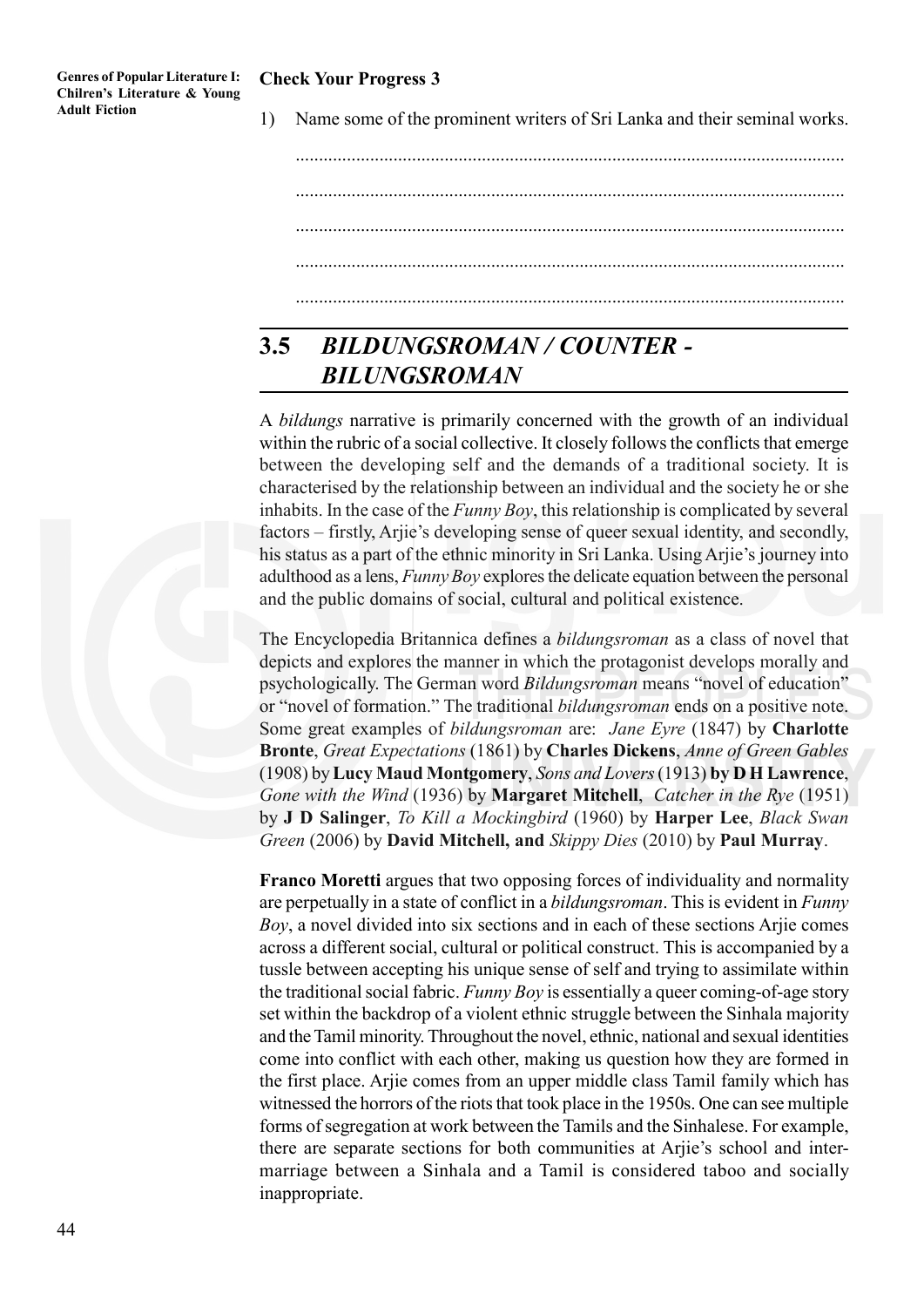**Check Your Progress 3**

1) Name some of the prominent writers of Sri Lanka and their seminal works.

.....................................................................................................................

.....................................................................................................................

.....................................................................................................................

.....................................................................................................................

.....................................................................................................................

## 3.5 *BILDUNGSROMAN / COUNTER - BILUNGSROMAN*

A *bildungs* narrative is primarily concerned with the growth of an individual within the rubric of a social collective. It closely follows the conflicts that emerge between the developing self and the demands of a traditional society. It is characterised by the relationship between an individual and the society he or she inhabits. In the case of the *Funny Boy*, this relationship is complicated by several factors – firstly, Arjie's developing sense of queer sexual identity, and secondly, his status as a part of the ethnic minority in Sri Lanka. Using Arjie's journey into adulthood as a lens, *Funny Boy* explores the delicate equation between the personal and the public domains of social, cultural and political existence.

The Encyclopedia Britannica defines a *bildungsroman* as a class of novel that depicts and explores the manner in which the protagonist develops morally and psychologically. The German word *Bildungsroman* means "novel of education" or "novel of formation." The traditional *bildungsroman* ends on a positive note. Some great examples of *bildungsroman* are: *Jane Eyre* (1847) by **Charlotte Bronte**, *Great Expectations* (1861) by **Charles Dickens**, *Anne of Green Gables* (1908) by **Lucy Maud Montgomery**, *Sons and Lovers* (1913) **by D H Lawrence**, *Gone with the Wind* (1936) by **Margaret Mitchell**, *Catcher in the Rye* (1951) by **J D Salinger**, *To Kill a Mockingbird* (1960) by **Harper Lee**, *Black Swan Green* (2006) by **David Mitchell, and** *Skippy Dies* (2010) by **Paul Murray**.

**Franco Moretti** argues that two opposing forces of individuality and normality are perpetually in a state of conflict in a *bildungsroman*. This is evident in *Funny Boy*, a novel divided into six sections and in each of these sections Arjie comes across a different social, cultural or political construct. This is accompanied by a tussle between accepting his unique sense of self and trying to assimilate within the traditional social fabric. *Funny Boy* is essentially a queer coming-of-age story set within the backdrop of a violent ethnic struggle between the Sinhala majority and the Tamil minority. Throughout the novel, ethnic, national and sexual identities come into conflict with each other, making us question how they are formed in the first place. Arjie comes from an upper middle class Tamil family which has witnessed the horrors of the riots that took place in the 1950s. One can see multiple forms of segregation at work between the Tamils and the Sinhalese. For example, there are separate sections for both communities at Arjie's school and inter-marriage between a Sinhala and a Tamil is considered taboo and socially inappropriate.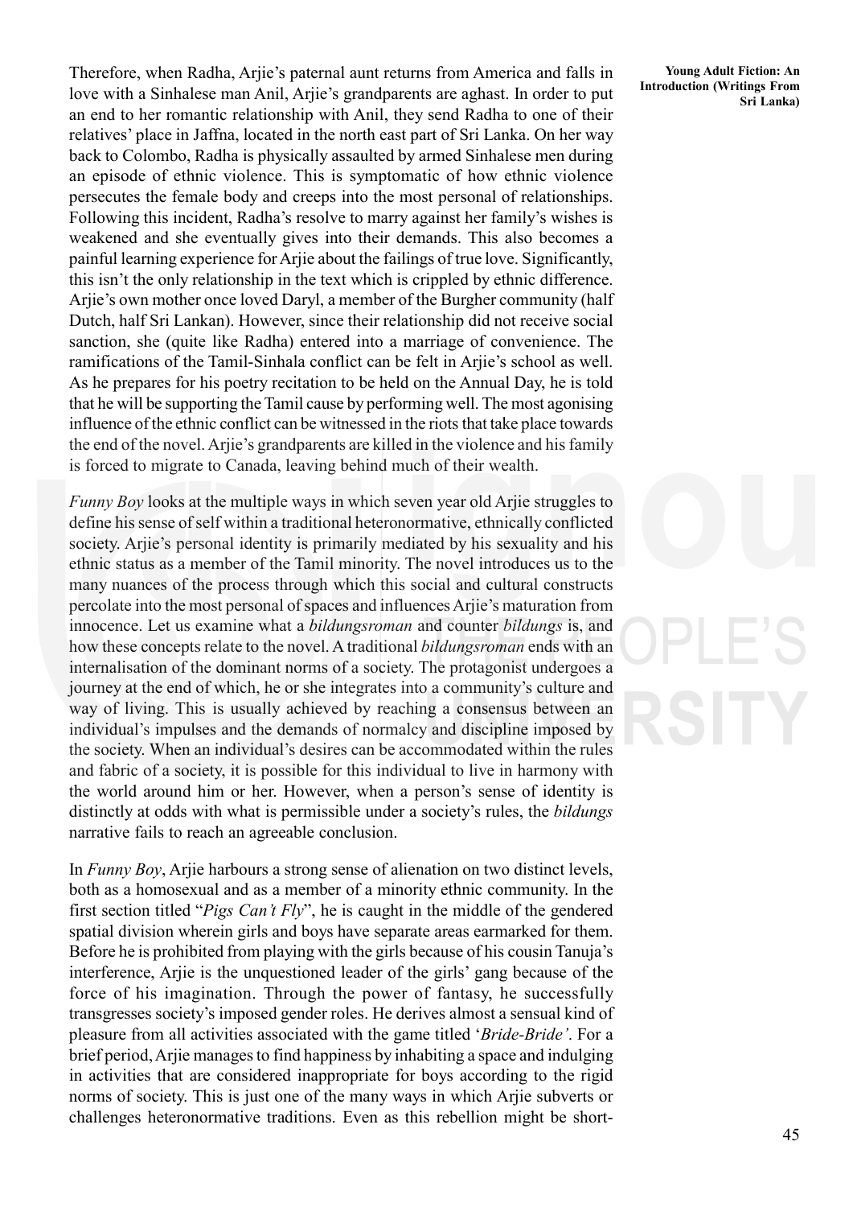Therefore, when Radha, Arjie's paternal aunt returns from America and falls in love with a Sinhalese man Anil, Arjie's grandparents are aghast. In order to put an end to her romantic relationship with Anil, they send Radha to one of their relatives' place in Jaffna, located in the north east part of Sri Lanka. On her way back to Colombo, Radha is physically assaulted by armed Sinhalese men during an episode of ethnic violence. This is symptomatic of how ethnic violence persecutes the female body and creeps into the most personal of relationships. Following this incident, Radha's resolve to marry against her family's wishes is weakened and she eventually gives into their demands. This also becomes a painful learning experience for Arjie about the failings of true love. Significantly, this isn't the only relationship in the text which is crippled by ethnic difference. Arjie's own mother once loved Daryl, a member of the Burgher community (half Dutch, half Sri Lankan). However, since their relationship did not receive social sanction, she (quite like Radha) entered into a marriage of convenience. The ramifications of the Tamil-Sinhala conflict can be felt in Arjie's school as well. As he prepares for his poetry recitation to be held on the Annual Day, he is told that he will be supporting the Tamil cause by performing well. The most agonising influence of the ethnic conflict can be witnessed in the riots that take place towards the end of the novel. Arjie's grandparents are killed in the violence and his family is forced to migrate to Canada, leaving behind much of their wealth.

*Funny Boy* looks at the multiple ways in which seven year old Arjie struggles to define his sense of self within a traditional heteronormative, ethnically conflicted society. Arjie's personal identity is primarily mediated by his sexuality and his ethnic status as a member of the Tamil minority. The novel introduces us to the many nuances of the process through which this social and cultural constructs percolate into the most personal of spaces and influences Arjie's maturation from innocence. Let us examine what a *bildungsroman* and counter *bildungs* is, and how these concepts relate to the novel. A traditional *bildungsroman* ends with an internalisation of the dominant norms of a society. The protagonist undergoes a journey at the end of which, he or she integrates into a community's culture and way of living. This is usually achieved by reaching a consensus between an individual's impulses and the demands of normalcy and discipline imposed by the society. When an individual's desires can be accommodated within the rules and fabric of a society, it is possible for this individual to live in harmony with the world around him or her. However, when a person's sense of identity is distinctly at odds with what is permissible under a society's rules, the *bildungs* narrative fails to reach an agreeable conclusion.

In *Funny Boy*, Arjie harbours a strong sense of alienation on two distinct levels, both as a homosexual and as a member of a minority ethnic community. In the first section titled "*Pigs Can't Fly*", he is caught in the middle of the gendered spatial division wherein girls and boys have separate areas earmarked for them. Before he is prohibited from playing with the girls because of his cousin Tanuja's interference, Arjie is the unquestioned leader of the girls' gang because of the force of his imagination. Through the power of fantasy, he successfully transgresses society's imposed gender roles. He derives almost a sensual kind of pleasure from all activities associated with the game titled '*Bride-Bride'*. For a brief period, Arjie manages to find happiness by inhabiting a space and indulging in activities that are considered inappropriate for boys according to the rigid norms of society. This is just one of the many ways in which Arjie subverts or challenges heteronormative traditions. Even as this rebellion might be short-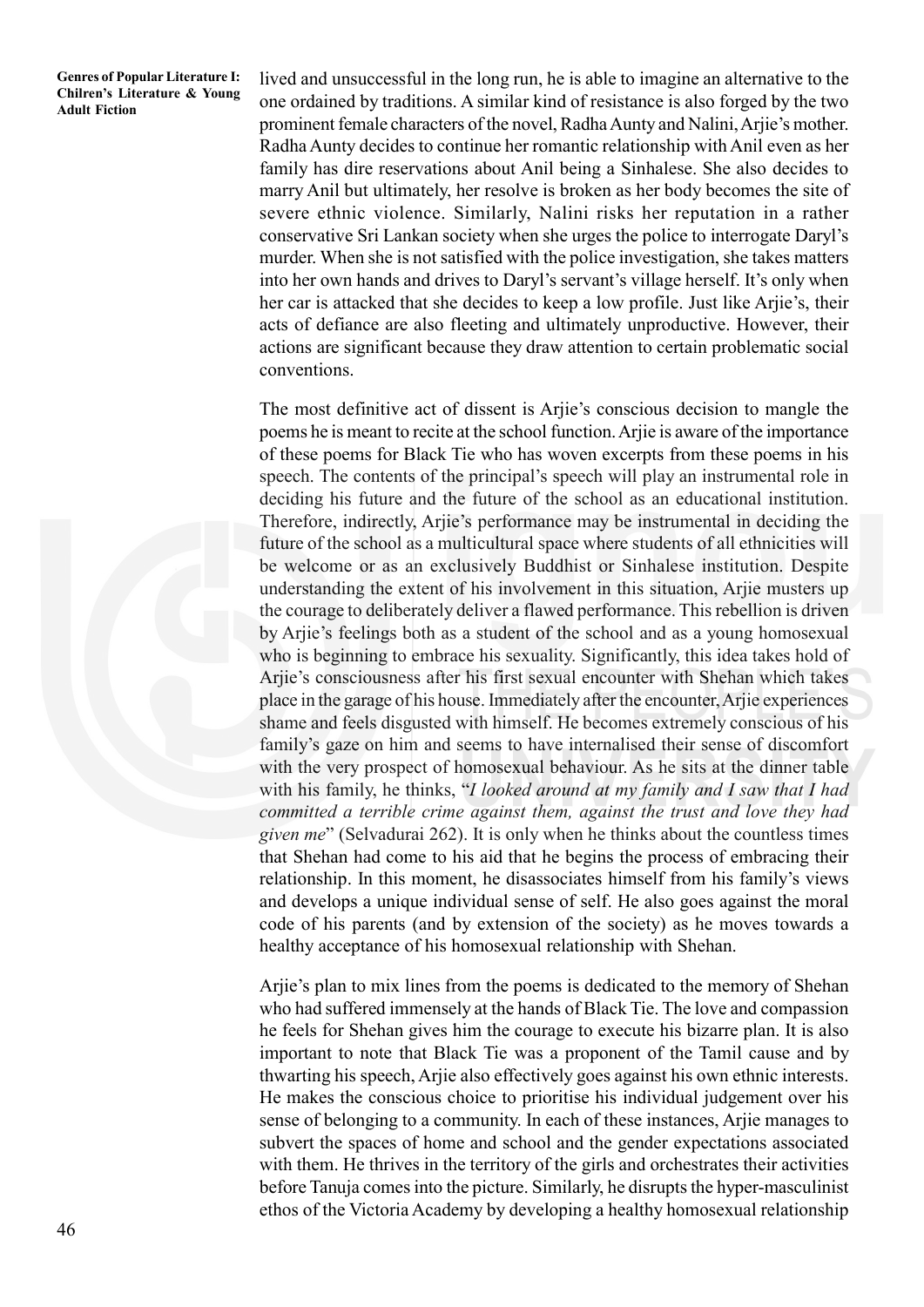lived and unsuccessful in the long run, he is able to imagine an alternative to the one ordained by traditions. A similar kind of resistance is also forged by the two prominent female characters of the novel, Radha Aunty and Nalini, Arjie's mother. Radha Aunty decides to continue her romantic relationship with Anil even as her family has dire reservations about Anil being a Sinhalese. She also decides to marry Anil but ultimately, her resolve is broken as her body becomes the site of severe ethnic violence. Similarly, Nalini risks her reputation in a rather conservative Sri Lankan society when she urges the police to interrogate Daryl's murder. When she is not satisfied with the police investigation, she takes matters into her own hands and drives to Daryl's servant's village herself. It's only when her car is attacked that she decides to keep a low profile. Just like Arjie's, their acts of defiance are also fleeting and ultimately unproductive. However, their actions are significant because they draw attention to certain problematic social conventions.

The most definitive act of dissent is Arjie's conscious decision to mangle the poems he is meant to recite at the school function. Arjie is aware of the importance of these poems for Black Tie who has woven excerpts from these poems in his speech. The contents of the principal's speech will play an instrumental role in deciding his future and the future of the school as an educational institution. Therefore, indirectly, Arjie's performance may be instrumental in deciding the future of the school as a multicultural space where students of all ethnicities will be welcome or as an exclusively Buddhist or Sinhalese institution. Despite understanding the extent of his involvement in this situation, Arjie musters up the courage to deliberately deliver a flawed performance. This rebellion is driven by Arjie's feelings both as a student of the school and as a young homosexual who is beginning to embrace his sexuality. Significantly, this idea takes hold of Arjie's consciousness after his first sexual encounter with Shehan which takes place in the garage of his house. Immediately after the encounter, Arjie experiences shame and feels disgusted with himself. He becomes extremely conscious of his family's gaze on him and seems to have internalised their sense of discomfort with the very prospect of homosexual behaviour. As he sits at the dinner table with his family, he thinks, "*I looked around at my family and I saw that I had committed a terrible crime against them, against the trust and love they had given me*" (Selvadurai 262). It is only when he thinks about the countless times that Shehan had come to his aid that he begins the process of embracing their relationship. In this moment, he disassociates himself from his family's views and develops a unique individual sense of self. He also goes against the moral code of his parents (and by extension of the society) as he moves towards a healthy acceptance of his homosexual relationship with Shehan.

Arjie's plan to mix lines from the poems is dedicated to the memory of Shehan who had suffered immensely at the hands of Black Tie. The love and compassion he feels for Shehan gives him the courage to execute his bizarre plan. It is also important to note that Black Tie was a proponent of the Tamil cause and by thwarting his speech, Arjie also effectively goes against his own ethnic interests. He makes the conscious choice to prioritise his individual judgement over his sense of belonging to a community. In each of these instances, Arjie manages to subvert the spaces of home and school and the gender expectations associated with them. He thrives in the territory of the girls and orchestrates their activities before Tanuja comes into the picture. Similarly, he disrupts the hyper-masculinist ethos of the Victoria Academy by developing a healthy homosexual relationship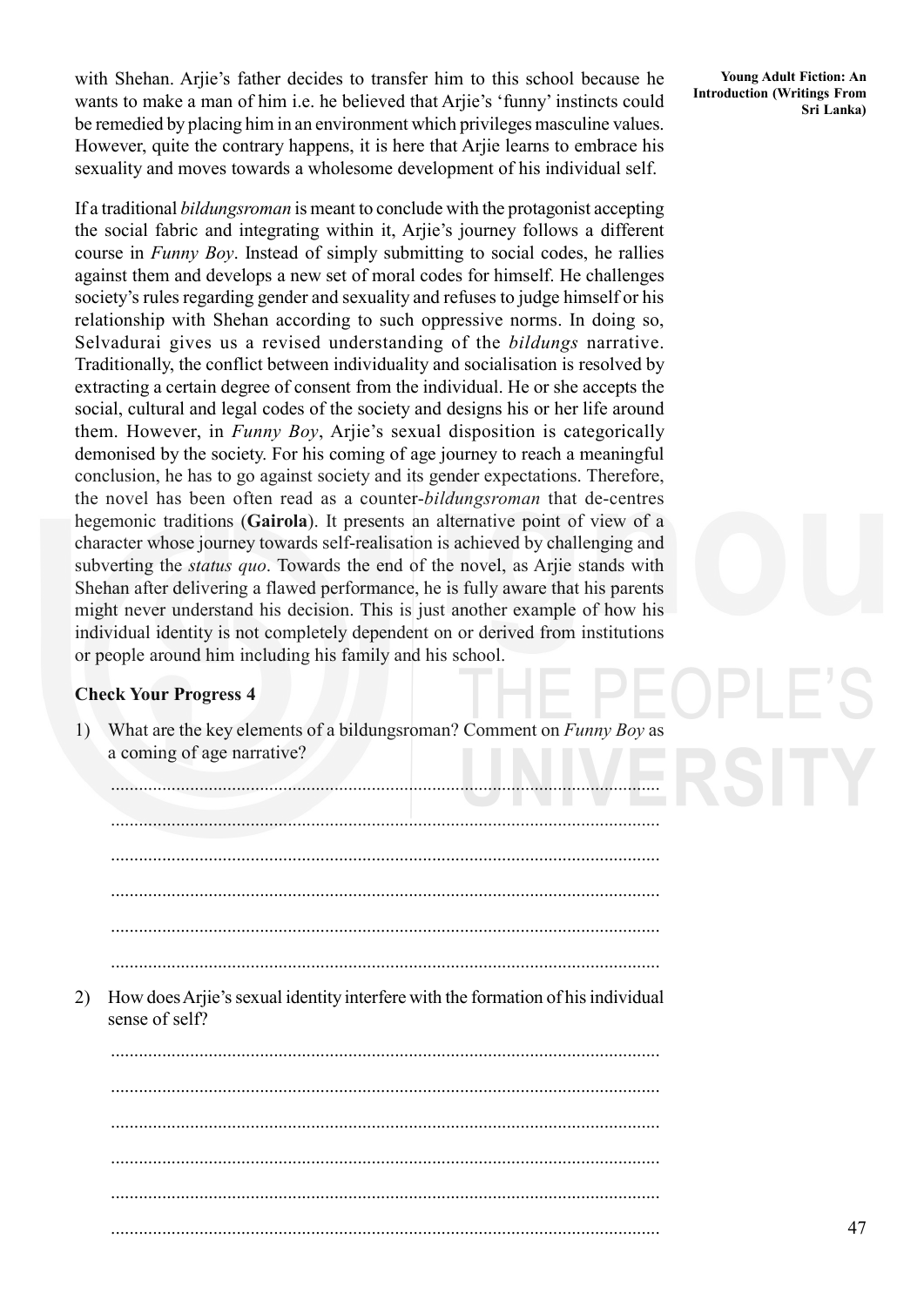with Shehan. Arjie's father decides to transfer him to this school because he wants to make a man of him i.e. he believed that Arjie's 'funny' instincts could be remedied by placing him in an environment which privileges masculine values. However, quite the contrary happens, it is here that Arjie learns to embrace his sexuality and moves towards a wholesome development of his individual self.

If a traditional *bildungsroman* is meant to conclude with the protagonist accepting the social fabric and integrating within it, Arjie's journey follows a different course in *Funny Boy*. Instead of simply submitting to social codes, he rallies against them and develops a new set of moral codes for himself. He challenges society's rules regarding gender and sexuality and refuses to judge himself or his relationship with Shehan according to such oppressive norms. In doing so, Selvadurai gives us a revised understanding of the *bildungs* narrative. Traditionally, the conflict between individuality and socialisation is resolved by extracting a certain degree of consent from the individual. He or she accepts the social, cultural and legal codes of the society and designs his or her life around them. However, in *Funny Boy*, Arjie's sexual disposition is categorically demonised by the society. For his coming of age journey to reach a meaningful conclusion, he has to go against society and its gender expectations. Therefore, the novel has been often read as a counter-*bildungsroman* that de-centres hegemonic traditions (**Gairola**). It presents an alternative point of view of a character whose journey towards self-realisation is achieved by challenging and subverting the *status quo*. Towards the end of the novel, as Arjie stands with Shehan after delivering a flawed performance, he is fully aware that his parents might never understand his decision. This is just another example of how his individual identity is not completely dependent on or derived from institutions or people around him including his family and his school.

**Check Your Progress 4**

1) What are the key elements of a bildungsroman? Comment on *Funny Boy* as a coming of age narrative?

.....................................................................................................................

.....................................................................................................................

.....................................................................................................................

.....................................................................................................................

.....................................................................................................................

.....................................................................................................................

2) How does Arjie's sexual identity interfere with the formation of his individual sense of self?

.....................................................................................................................

.....................................................................................................................

.....................................................................................................................

.....................................................................................................................

.....................................................................................................................

.....................................................................................................................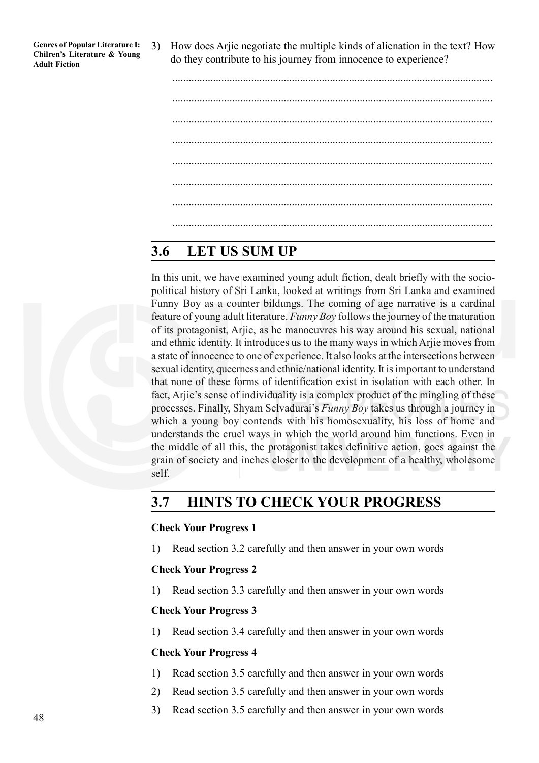3) How does Arjie negotiate the multiple kinds of alienation in the text? How do they contribute to his journey from innocence to experience?

.....................................................................................................................

.....................................................................................................................

.....................................................................................................................

.....................................................................................................................

.....................................................................................................................

.....................................................................................................................

.....................................................................................................................

.....................................................................................................................

## 3.6 LET US SUM UP

In this unit, we have examined young adult fiction, dealt briefly with the socio-political history of Sri Lanka, looked at writings from Sri Lanka and examined Funny Boy as a counter bildungs. The coming of age narrative is a cardinal feature of young adult literature. *Funny Boy* follows the journey of the maturation of its protagonist, Arjie, as he manoeuvres his way around his sexual, national and ethnic identity. It introduces us to the many ways in which Arjie moves from a state of innocence to one of experience. It also looks at the intersections between sexual identity, queerness and ethnic/national identity. It is important to understand that none of these forms of identification exist in isolation with each other. In fact, Arjie's sense of individuality is a complex product of the mingling of these processes. Finally, Shyam Selvadurai's *Funny Boy* takes us through a journey in which a young boy contends with his homosexuality, his loss of home and understands the cruel ways in which the world around him functions. Even in the middle of all this, the protagonist takes definitive action, goes against the grain of society and inches closer to the development of a healthy, wholesome self.

## 3.7 HINTS TO CHECK YOUR PROGRESS

**Check Your Progress 1**

1) Read section 3.2 carefully and then answer in your own words

**Check Your Progress 2**

1) Read section 3.3 carefully and then answer in your own words

**Check Your Progress 3**

1) Read section 3.4 carefully and then answer in your own words

**Check Your Progress 4**

1) Read section 3.5 carefully and then answer in your own words
2) Read section 3.5 carefully and then answer in your own words
3) Read section 3.5 carefully and then answer in your own words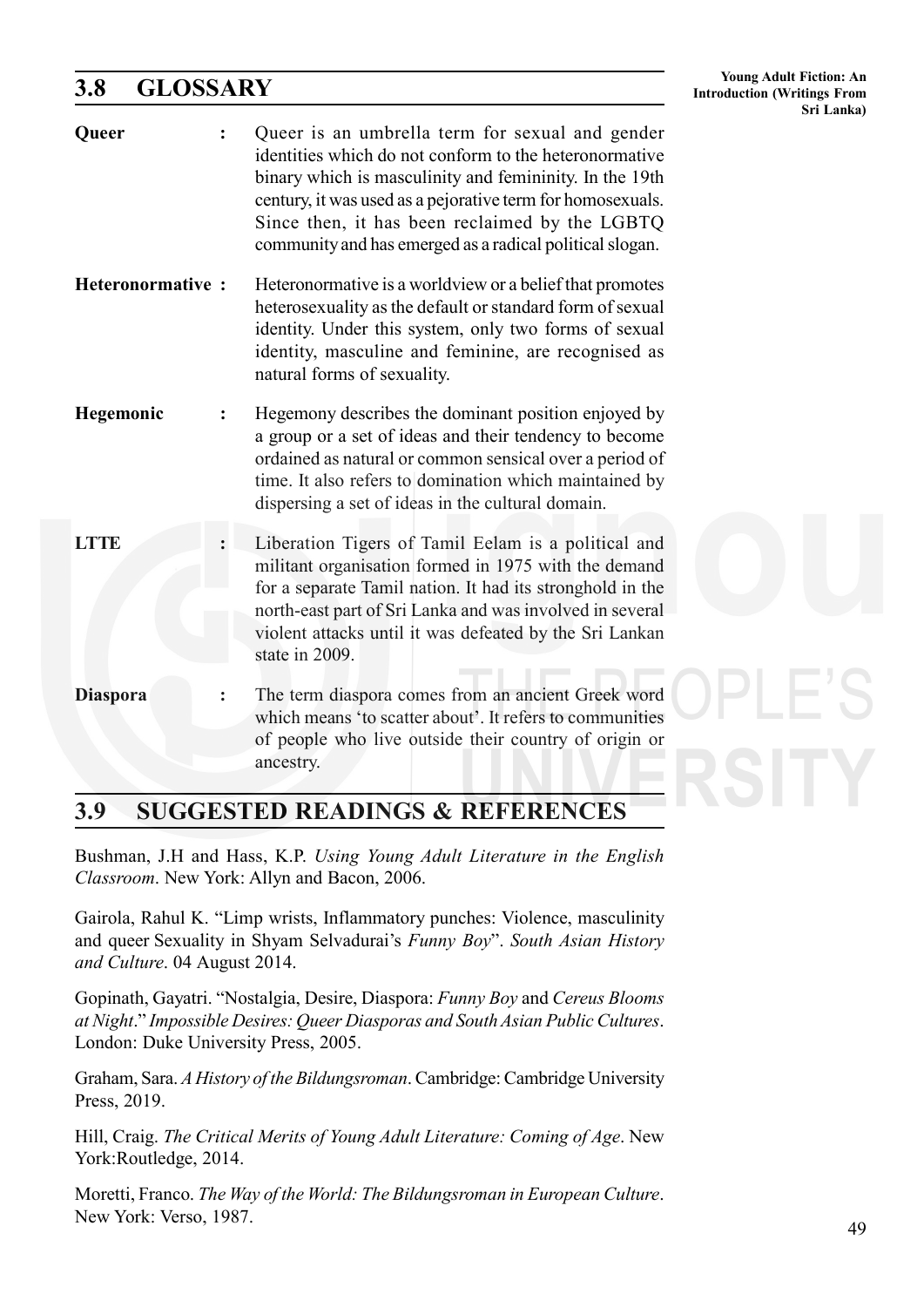## 3.8 GLOSSARY

**Queer** : Queer is an umbrella term for sexual and gender identities which do not conform to the heteronormative binary which is masculinity and femininity. In the 19th century, it was used as a pejorative term for homosexuals. Since then, it has been reclaimed by the LGBTQ community and has emerged as a radical political slogan.

**Heteronormative** : Heteronormative is a worldview or a belief that promotes heterosexuality as the default or standard form of sexual identity. Under this system, only two forms of sexual identity, masculine and feminine, are recognised as natural forms of sexuality.

**Hegemonic** : Hegemony describes the dominant position enjoyed by a group or a set of ideas and their tendency to become ordained as natural or common sensical over a period of time. It also refers to domination which maintained by dispersing a set of ideas in the cultural domain.

**LTTE** : Liberation Tigers of Tamil Eelam is a political and militant organisation formed in 1975 with the demand for a separate Tamil nation. It had its stronghold in the north-east part of Sri Lanka and was involved in several violent attacks until it was defeated by the Sri Lankan state in 2009.

**Diaspora** : The term diaspora comes from an ancient Greek word which means 'to scatter about'. It refers to communities of people who live outside their country of origin or ancestry.

## 3.9 SUGGESTED READINGS & REFERENCES

Bushman, J.H and Hass, K.P. *Using Young Adult Literature in the English Classroom*. New York: Allyn and Bacon, 2006.

Gairola, Rahul K. "Limp wrists, Inflammatory punches: Violence, masculinity and queer Sexuality in Shyam Selvadurai's *Funny Boy*". *South Asian History and Culture*. 04 August 2014.

Gopinath, Gayatri. "Nostalgia, Desire, Diaspora: *Funny Boy* and *Cereus Blooms at Night*." *Impossible Desires: Queer Diasporas and South Asian Public Cultures*. London: Duke University Press, 2005.

Graham, Sara. *A History of the Bildungsroman*. Cambridge: Cambridge University Press, 2019.

Hill, Craig. *The Critical Merits of Young Adult Literature: Coming of Age*. New York:Routledge, 2014.

Moretti, Franco. *The Way of the World: The Bildungsroman in European Culture*. New York: Verso, 1987.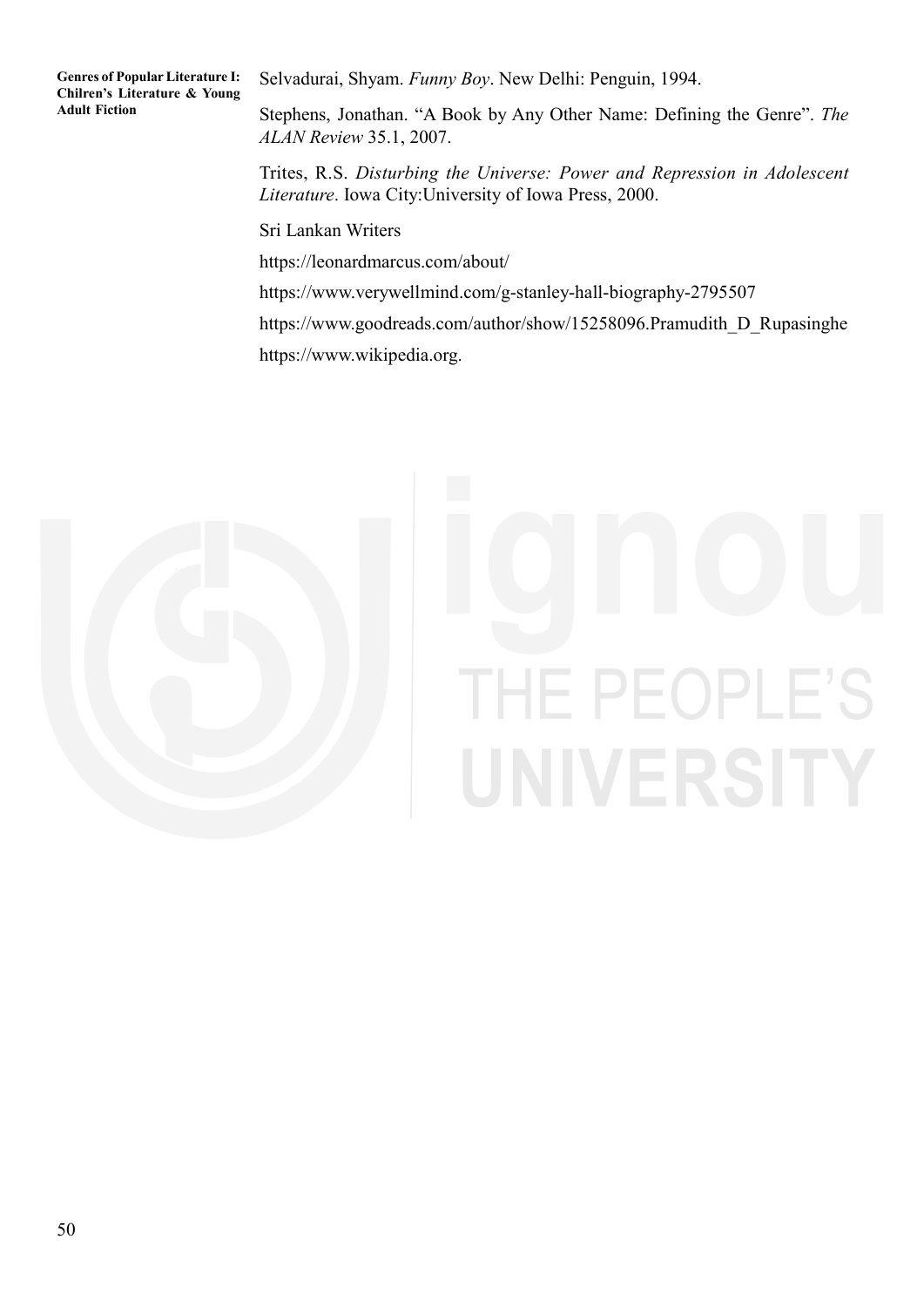Selvadurai, Shyam. *Funny Boy*. New Delhi: Penguin, 1994.

Stephens, Jonathan. "A Book by Any Other Name: Defining the Genre". *The ALAN Review* 35.1, 2007.

Trites, R.S. *Disturbing the Universe: Power and Repression in Adolescent Literature*. Iowa City:University of Iowa Press, 2000.

Sri Lankan Writers

https://leonardmarcus.com/about/

https://www.verywellmind.com/g-stanley-hall-biography-2795507

https://www.goodreads.com/author/show/15258096.Pramudith_D_Rupasinghe

https://www.wikipedia.org.